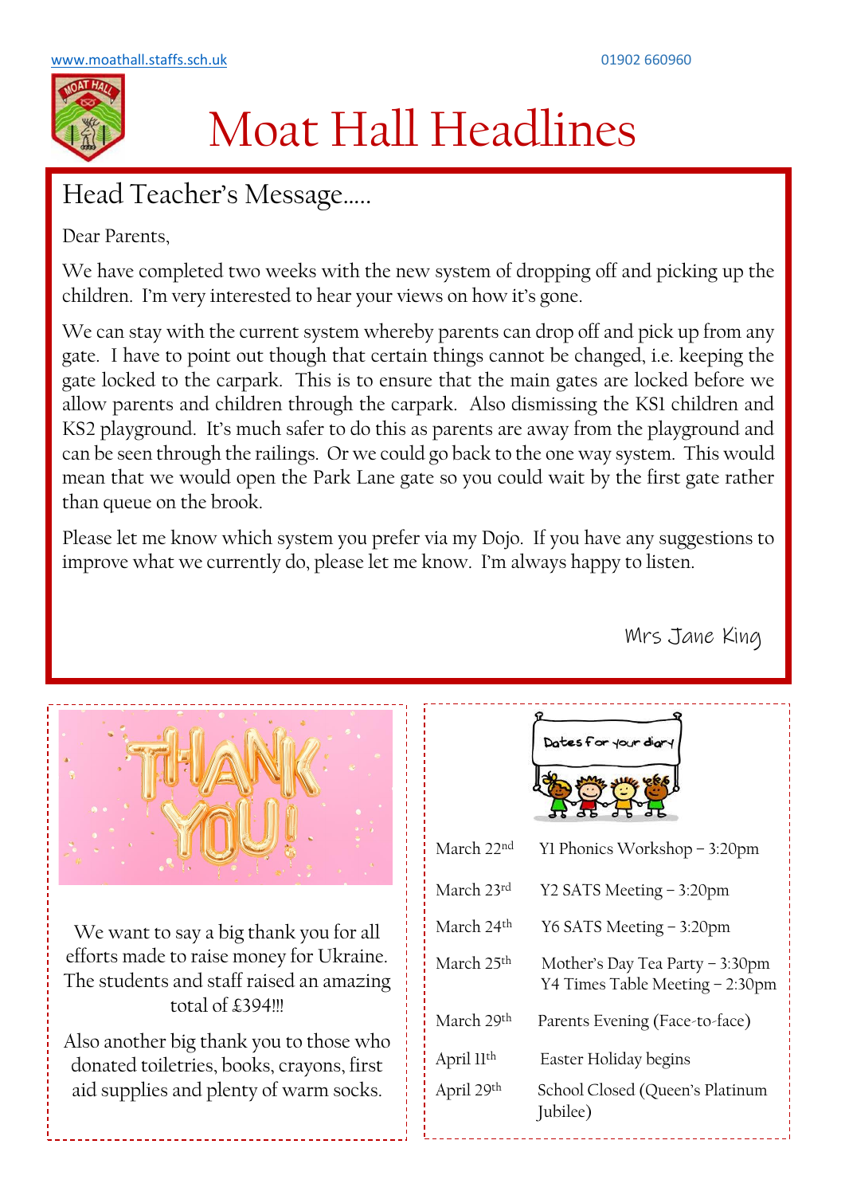www.moathall.staffs.sch.uk 01902 660960

# Moat Hall Headlines

## Head Teacher's Message.....

Dear Parents,

We have completed two weeks with the new system of dropping off and picking up the children. I'm very interested to hear your views on how it's gone.

We can stay with the current system whereby parents can drop off and pick up from any gate. I have to point out though that certain things cannot be changed, i.e. keeping the gate locked to the carpark. This is to ensure that the main gates are locked before we allow parents and children through the carpark. Also dismissing the KS1 children and KS2 playground. It's much safer to do this as parents are away from the playground and can be seen through the railings. Or we could go back to the one way system. This would mean that we would open the Park Lane gate so you could wait by the first gate rather than queue on the brook.

Please let me know which system you prefer via my Dojo. If you have any suggestions to improve what we currently do, please let me know. I'm always happy to listen.

Mrs Jane King

We want to say a big thank you for all efforts made to raise money for Ukraine. The students and staff raised an amazing total of £394!!!

Also another big thank you to those who donated toiletries, books, crayons, first aid supplies and plenty of warm socks.

## Dates for your diary

| | |
|---|---|
| March 22nd | Y1 Phonics Workshop – 3:20pm |
| March 23rd | Y2 SATS Meeting – 3:20pm |
| March 24th | Y6 SATS Meeting – 3:20pm |
| March 25th | Mother's Day Tea Party – 3:30pm<br>Y4 Times Table Meeting – 2:30pm |
| March 29th | Parents Evening (Face-to-face) |
| April 11th | Easter Holiday begins |
| April 29th | School Closed (Queen's Platinum Jubilee) |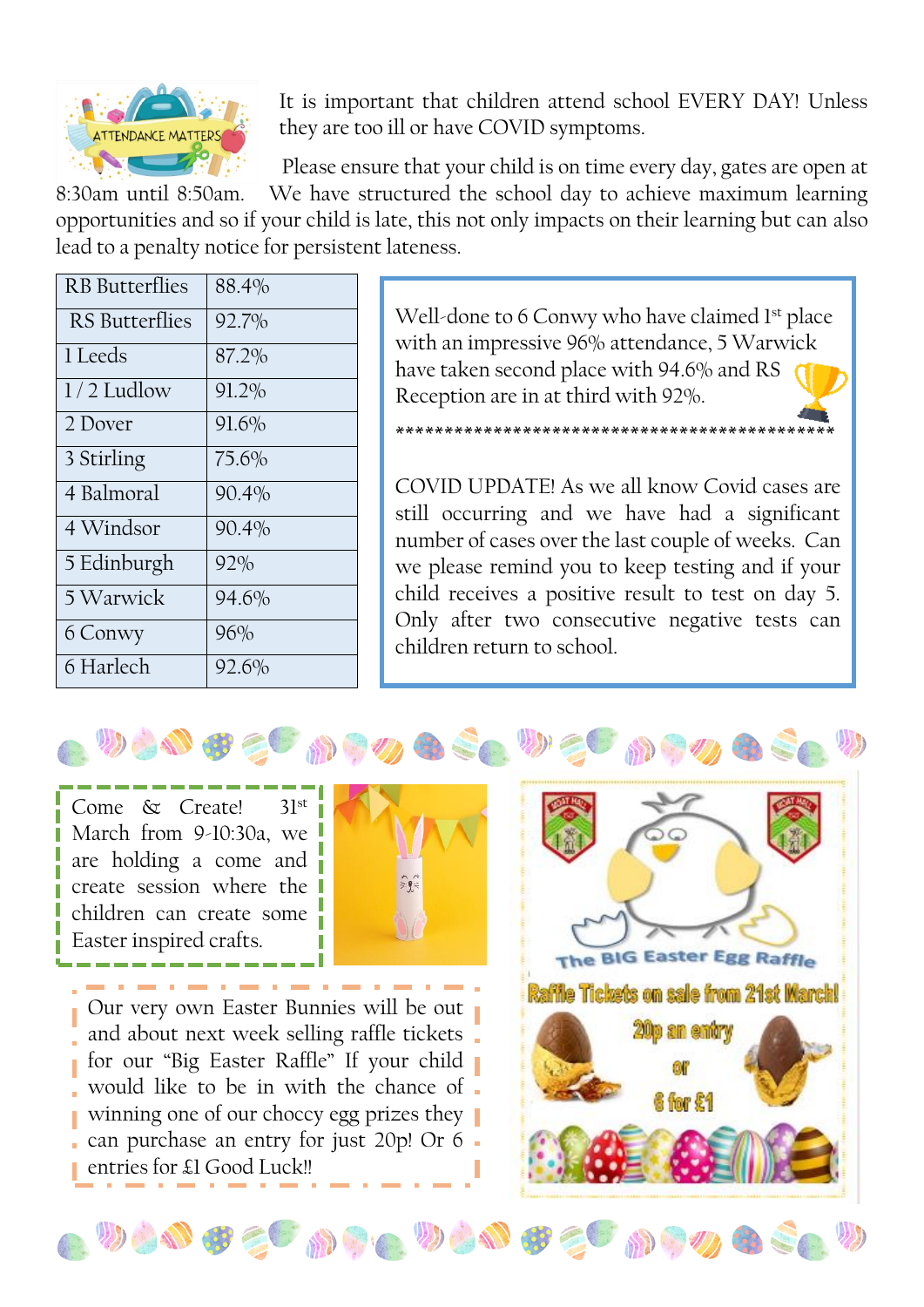It is important that children attend school EVERY DAY! Unless they are too ill or have COVID symptoms.

Please ensure that your child is on time every day, gates are open at 8:30am until 8:50am. We have structured the school day to achieve maximum learning opportunities and so if your child is late, this not only impacts on their learning but can also lead to a penalty notice for persistent lateness.

| RB Butterflies | 88.4% |
|---|---|
| RS Butterflies | 92.7% |
| 1 Leeds | 87.2% |
| 1 / 2 Ludlow | 91.2% |
| 2 Dover | 91.6% |
| 3 Stirling | 75.6% |
| 4 Balmoral | 90.4% |
| 4 Windsor | 90.4% |
| 5 Edinburgh | 92% |
| 5 Warwick | 94.6% |
| 6 Conwy | 96% |
| 6 Harlech | 92.6% |

Well-done to 6 Conwy who have claimed 1st place with an impressive 96% attendance, 5 Warwick have taken second place with 94.6% and RS Reception are in at third with 92%.

*********************************************

COVID UPDATE! As we all know Covid cases are still occurring and we have had a significant number of cases over the last couple of weeks. Can we please remind you to keep testing and if your child receives a positive result to test on day 5. Only after two consecutive negative tests can children return to school.

Come & Create! 31st March from 9-10:30a, we are holding a come and create session where the children can create some Easter inspired crafts.

Our very own Easter Bunnies will be out and about next week selling raffle tickets for our "Big Easter Raffle" If your child would like to be in with the chance of winning one of our choccy egg prizes they can purchase an entry for just 20p! Or 6 entries for £1 Good Luck!!

The BIG Easter Egg Raffle

Raffle Tickets on sale from 21st March!

20p an entry

or

6 for £1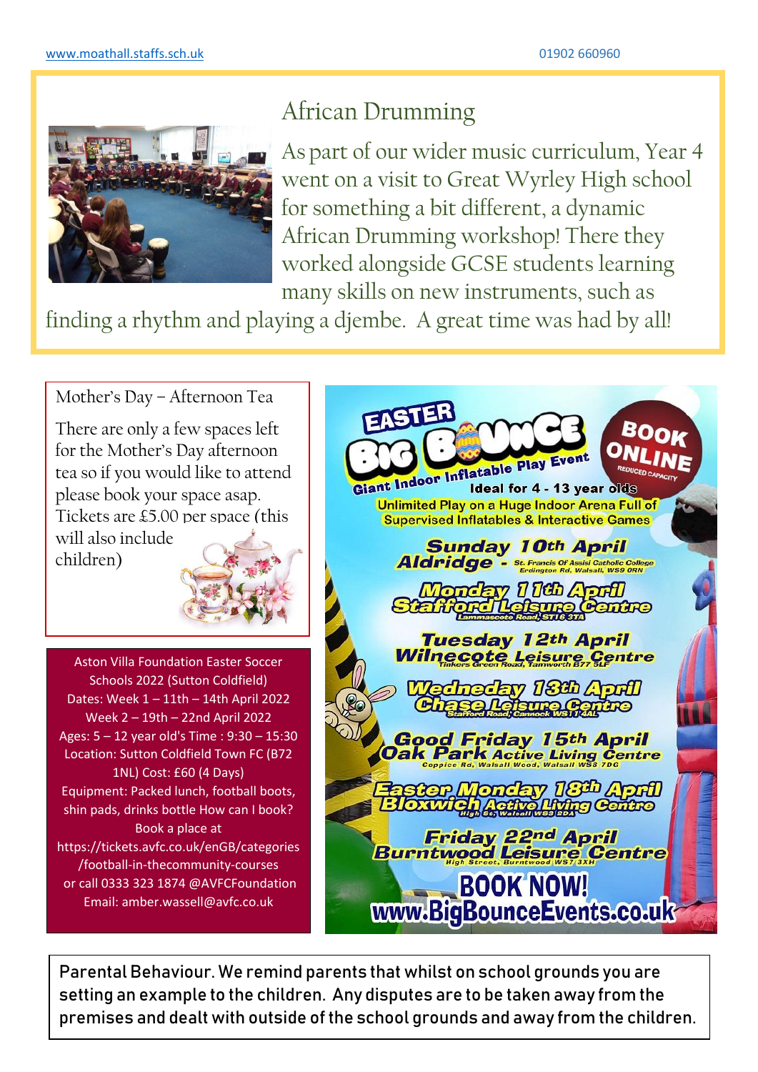www.moathall.staffs.sch.uk 01902 660960

## African Drumming

As part of our wider music curriculum, Year 4 went on a visit to Great Wyrley High school for something a bit different, a dynamic African Drumming workshop! There they worked alongside GCSE students learning many skills on new instruments, such as finding a rhythm and playing a djembe. A great time was had by all!

### Mother's Day – Afternoon Tea

There are only a few spaces left for the Mother's Day afternoon tea so if you would like to attend please book your space asap. Tickets are £5.00 per space (this will also include children)

Aston Villa Foundation Easter Soccer Schools 2022 (Sutton Coldfield)
Dates: Week 1 – 11th – 14th April 2022
Week 2 – 19th – 22nd April 2022
Ages: 5 – 12 year old's Time : 9:30 – 15:30
Location: Sutton Coldfield Town FC (B72 1NL) Cost: £60 (4 Days)
Equipment: Packed lunch, football boots, shin pads, drinks bottle How can I book?
Book a place at https://tickets.avfc.co.uk/enGB/categories/football-in-thecommunity-courses
or call 0333 323 1874 @AVFCFoundation
Email: amber.wassell@avfc.co.uk

EASTER BIG BOUNCE
Giant Indoor Inflatable Play Event
BOOK ONLINE
REDUCED CAPACITY
Ideal for 4 - 13 year olds
Unlimited Play on a Huge Indoor Arena Full of Supervised Inflatables & Interactive Games

Sunday 10th April
Aldridge - St. Francis Of Assisi Catholic College Erdington Rd, Walsall, WS9 0RN

Monday 11th April
Stafford Leisure Centre
Lammascote Road, ST16 3TA

Tuesday 12th April
Wilnecote Leisure Centre
Tinkers Green Road, Tamworth B77 5LF

Wednesday 13th April
Chase Leisure Centre
Stafford Road, Cannock WS11 4AL

Good Friday 15th April
Oak Park Active Living Centre
Coppice Rd, Walsall Wood, Walsall WS8 7DG

Easter Monday 18th April
Bloxwich Active Living Centre
High St, Walsall WS3 2DA

Friday 22nd April
Burntwood Leisure Centre
High Street, Burntwood WS7 3XH

BOOK NOW!
www.BigBounceEvents.co.uk

Parental Behaviour. We remind parents that whilst on school grounds you are setting an example to the children. Any disputes are to be taken away from the premises and dealt with outside of the school grounds and away from the children.